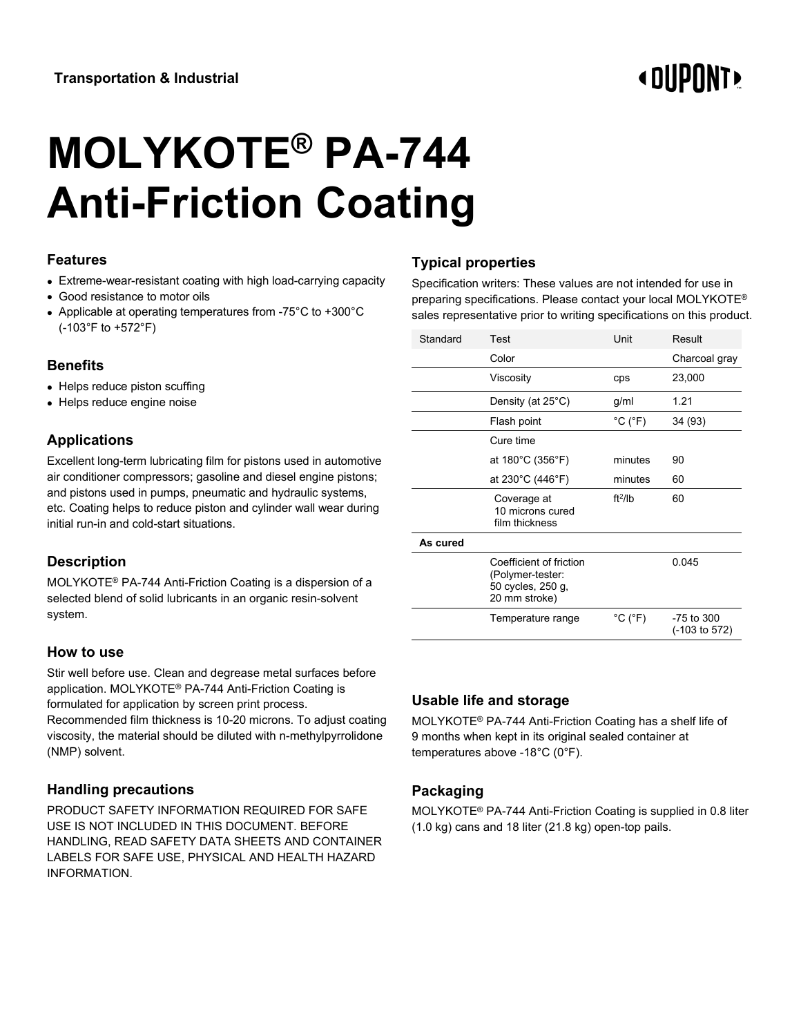**Transportation & Industrial**

# MOLYKOTE® PA-744 Anti-Friction Coating

## Features

- Extreme-wear-resistant coating with high load-carrying capacity
- Good resistance to motor oils
- Applicable at operating temperatures from -75°C to +300°C (-103°F to +572°F)

## Benefits

- Helps reduce piston scuffing
- Helps reduce engine noise

## Applications

Excellent long-term lubricating film for pistons used in automotive air conditioner compressors; gasoline and diesel engine pistons; and pistons used in pumps, pneumatic and hydraulic systems, etc. Coating helps to reduce piston and cylinder wall wear during initial run-in and cold-start situations.

## Description

MOLYKOTE® PA-744 Anti-Friction Coating is a dispersion of a selected blend of solid lubricants in an organic resin-solvent system.

## How to use

Stir well before use. Clean and degrease metal surfaces before application. MOLYKOTE® PA-744 Anti-Friction Coating is formulated for application by screen print process. Recommended film thickness is 10-20 microns. To adjust coating viscosity, the material should be diluted with n-methylpyrrolidone (NMP) solvent.

## Handling precautions

PRODUCT SAFETY INFORMATION REQUIRED FOR SAFE USE IS NOT INCLUDED IN THIS DOCUMENT. BEFORE HANDLING, READ SAFETY DATA SHEETS AND CONTAINER LABELS FOR SAFE USE, PHYSICAL AND HEALTH HAZARD INFORMATION.

## Typical properties

Specification writers: These values are not intended for use in preparing specifications. Please contact your local MOLYKOTE® sales representative prior to writing specifications on this product.

| Standard | Test | Unit | Result |
|---|---|---|---|
| | Color | | Charcoal gray |
| | Viscosity | cps | 23,000 |
| | Density (at 25°C) | g/ml | 1.21 |
| | Flash point | °C (°F) | 34 (93) |
| | Cure time | | |
| | at 180°C (356°F) | minutes | 90 |
| | at 230°C (446°F) | minutes | 60 |
| | Coverage at 10 microns cured film thickness | $ft^2/lb$ | 60 |
| **As cured** | | | |
| | Coefficient of friction (Polymer-tester: 50 cycles, 250 g, 20 mm stroke) | | 0.045 |
| | Temperature range | °C (°F) | -75 to 300 (-103 to 572) |

## Usable life and storage

MOLYKOTE® PA-744 Anti-Friction Coating has a shelf life of 9 months when kept in its original sealed container at temperatures above -18°C (0°F).

## Packaging

MOLYKOTE® PA-744 Anti-Friction Coating is supplied in 0.8 liter (1.0 kg) cans and 18 liter (21.8 kg) open-top pails.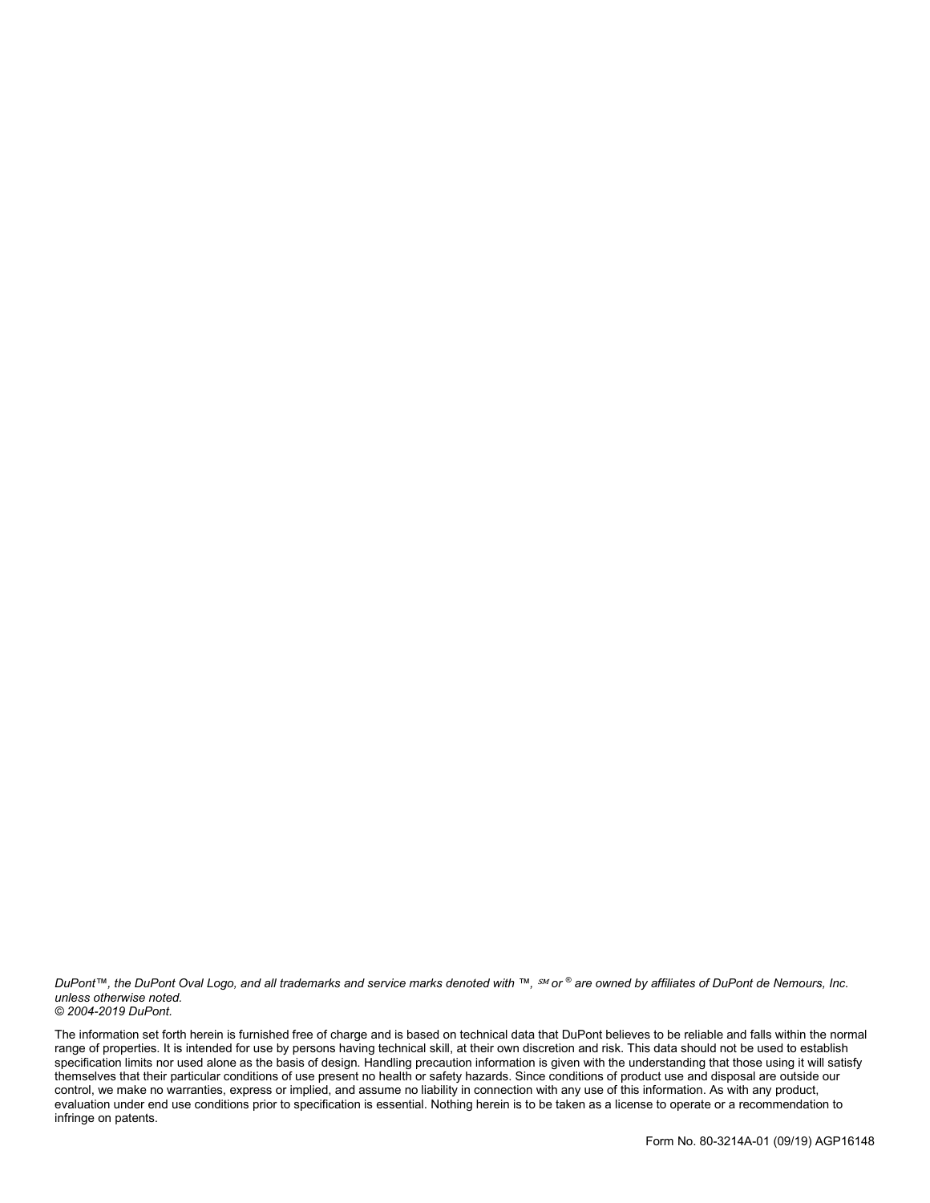*DuPont™, the DuPont Oval Logo, and all trademarks and service marks denoted with ™, ℠ or ® are owned by affiliates of DuPont de Nemours, Inc. unless otherwise noted.*
*© 2004-2019 DuPont.*

The information set forth herein is furnished free of charge and is based on technical data that DuPont believes to be reliable and falls within the normal range of properties. It is intended for use by persons having technical skill, at their own discretion and risk. This data should not be used to establish specification limits nor used alone as the basis of design. Handling precaution information is given with the understanding that those using it will satisfy themselves that their particular conditions of use present no health or safety hazards. Since conditions of product use and disposal are outside our control, we make no warranties, express or implied, and assume no liability in connection with any use of this information. As with any product, evaluation under end use conditions prior to specification is essential. Nothing herein is to be taken as a license to operate or a recommendation to infringe on patents.

Form No. 80-3214A-01 (09/19) AGP16148